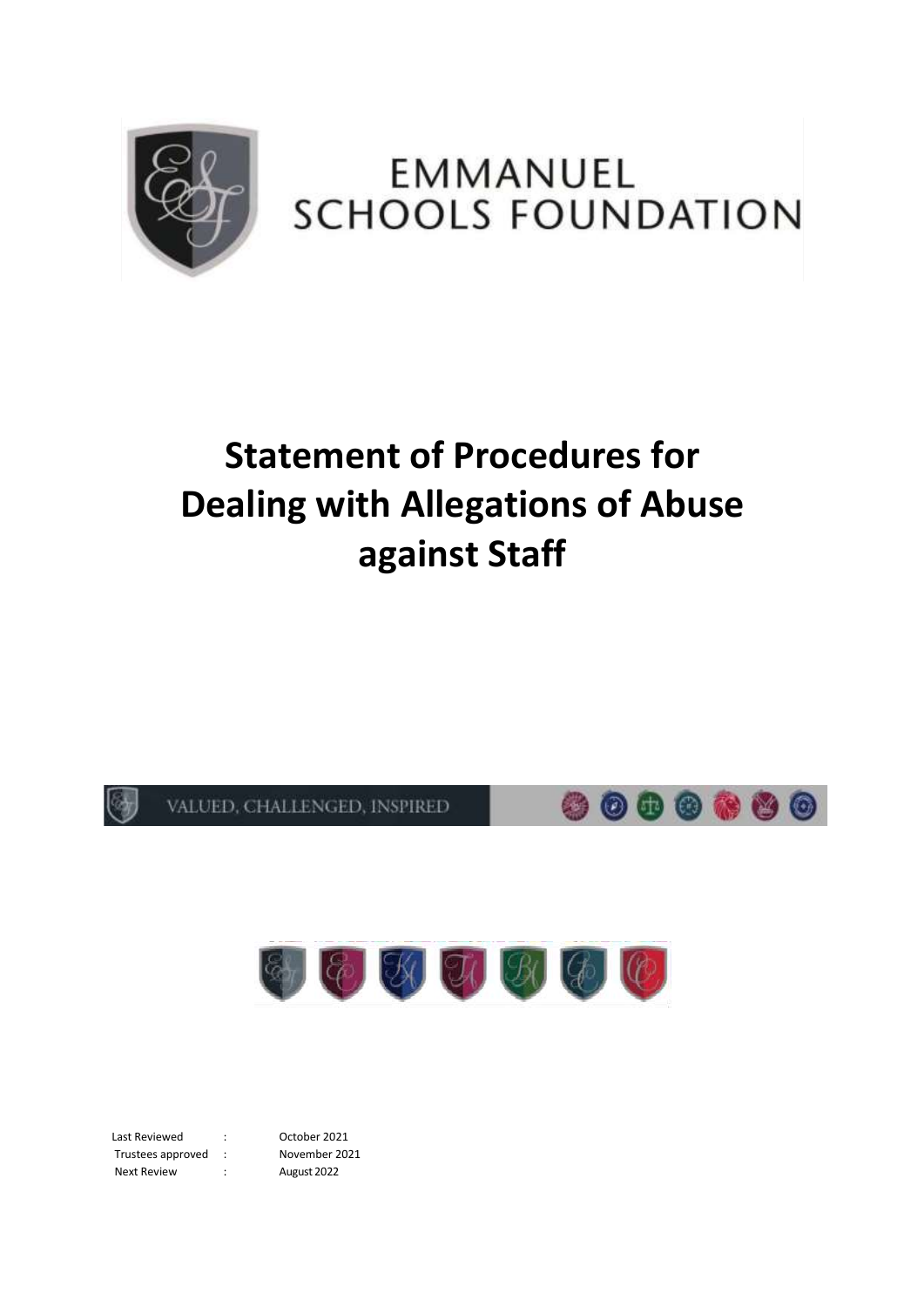EMMANUEL
SCHOOLS FOUNDATION

# Statement of Procedures for Dealing with Allegations of Abuse against Staff

VALUED, CHALLENGED, INSPIRED

| | | |
|---|---|---|
| Last Reviewed | : | October 2021 |
| Trustees approved | : | November 2021 |
| Next Review | : | August 2022 |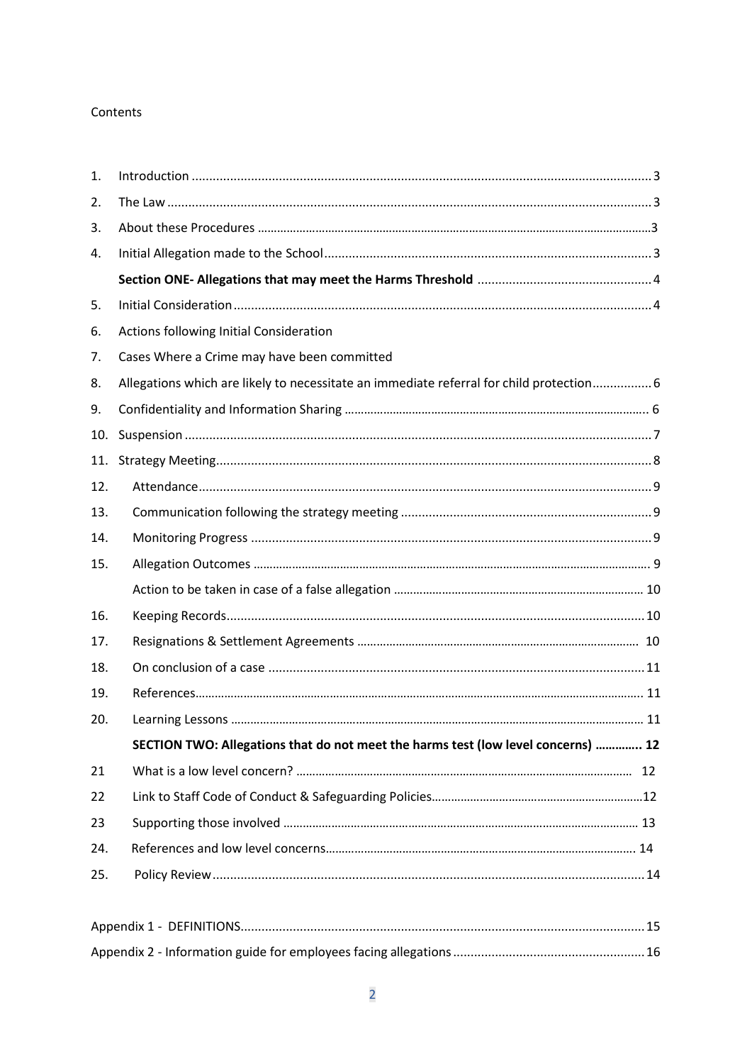Contents

1. Introduction ... 3
2. The Law ... 3
3. About these Procedures ... 3
4. Initial Allegation made to the School ... 3

**Section ONE- Allegations that may meet the Harms Threshold** ... 4

5. Initial Consideration ... 4
6. Actions following Initial Consideration
7. Cases Where a Crime may have been committed
8. Allegations which are likely to necessitate an immediate referral for child protection ... 6
9. Confidentiality and Information Sharing ... 6
10. Suspension ... 7
11. Strategy Meeting ... 8
12. Attendance ... 9
13. Communication following the strategy meeting ... 9
14. Monitoring Progress ... 9
15. Allegation Outcomes ... 9

    Action to be taken in case of a false allegation ... 10

16. Keeping Records ... 10
17. Resignations & Settlement Agreements ... 10
18. On conclusion of a case ... 11
19. References ... 11
20. Learning Lessons ... 11

**SECTION TWO: Allegations that do not meet the harms test (low level concerns) ... 12**

21. What is a low level concern? ... 12
22. Link to Staff Code of Conduct & Safeguarding Policies ... 12
23. Supporting those involved ... 13
24. References and low level concerns ... 14
25. Policy Review ... 14

Appendix 1 - DEFINITIONS ... 15

Appendix 2 - Information guide for employees facing allegations ... 16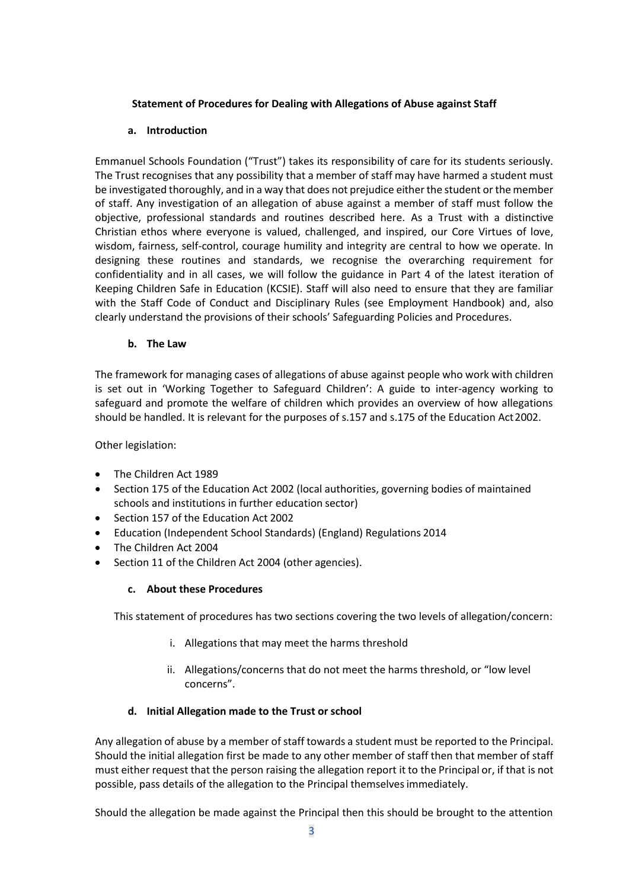**Statement of Procedures for Dealing with Allegations of Abuse against Staff**

**a. Introduction**

Emmanuel Schools Foundation ("Trust") takes its responsibility of care for its students seriously. The Trust recognises that any possibility that a member of staff may have harmed a student must be investigated thoroughly, and in a way that does not prejudice either the student or the member of staff. Any investigation of an allegation of abuse against a member of staff must follow the objective, professional standards and routines described here. As a Trust with a distinctive Christian ethos where everyone is valued, challenged, and inspired, our Core Virtues of love, wisdom, fairness, self-control, courage humility and integrity are central to how we operate. In designing these routines and standards, we recognise the overarching requirement for confidentiality and in all cases, we will follow the guidance in Part 4 of the latest iteration of Keeping Children Safe in Education (KCSIE). Staff will also need to ensure that they are familiar with the Staff Code of Conduct and Disciplinary Rules (see Employment Handbook) and, also clearly understand the provisions of their schools' Safeguarding Policies and Procedures.

**b. The Law**

The framework for managing cases of allegations of abuse against people who work with children is set out in 'Working Together to Safeguard Children': A guide to inter-agency working to safeguard and promote the welfare of children which provides an overview of how allegations should be handled. It is relevant for the purposes of s.157 and s.175 of the Education Act 2002.

Other legislation:

- The Children Act 1989
- Section 175 of the Education Act 2002 (local authorities, governing bodies of maintained schools and institutions in further education sector)
- Section 157 of the Education Act 2002
- Education (Independent School Standards) (England) Regulations 2014
- The Children Act 2004
- Section 11 of the Children Act 2004 (other agencies).

**c. About these Procedures**

This statement of procedures has two sections covering the two levels of allegation/concern:

i. Allegations that may meet the harms threshold

ii. Allegations/concerns that do not meet the harms threshold, or "low level concerns".

**d. Initial Allegation made to the Trust or school**

Any allegation of abuse by a member of staff towards a student must be reported to the Principal. Should the initial allegation first be made to any other member of staff then that member of staff must either request that the person raising the allegation report it to the Principal or, if that is not possible, pass details of the allegation to the Principal themselves immediately.

Should the allegation be made against the Principal then this should be brought to the attention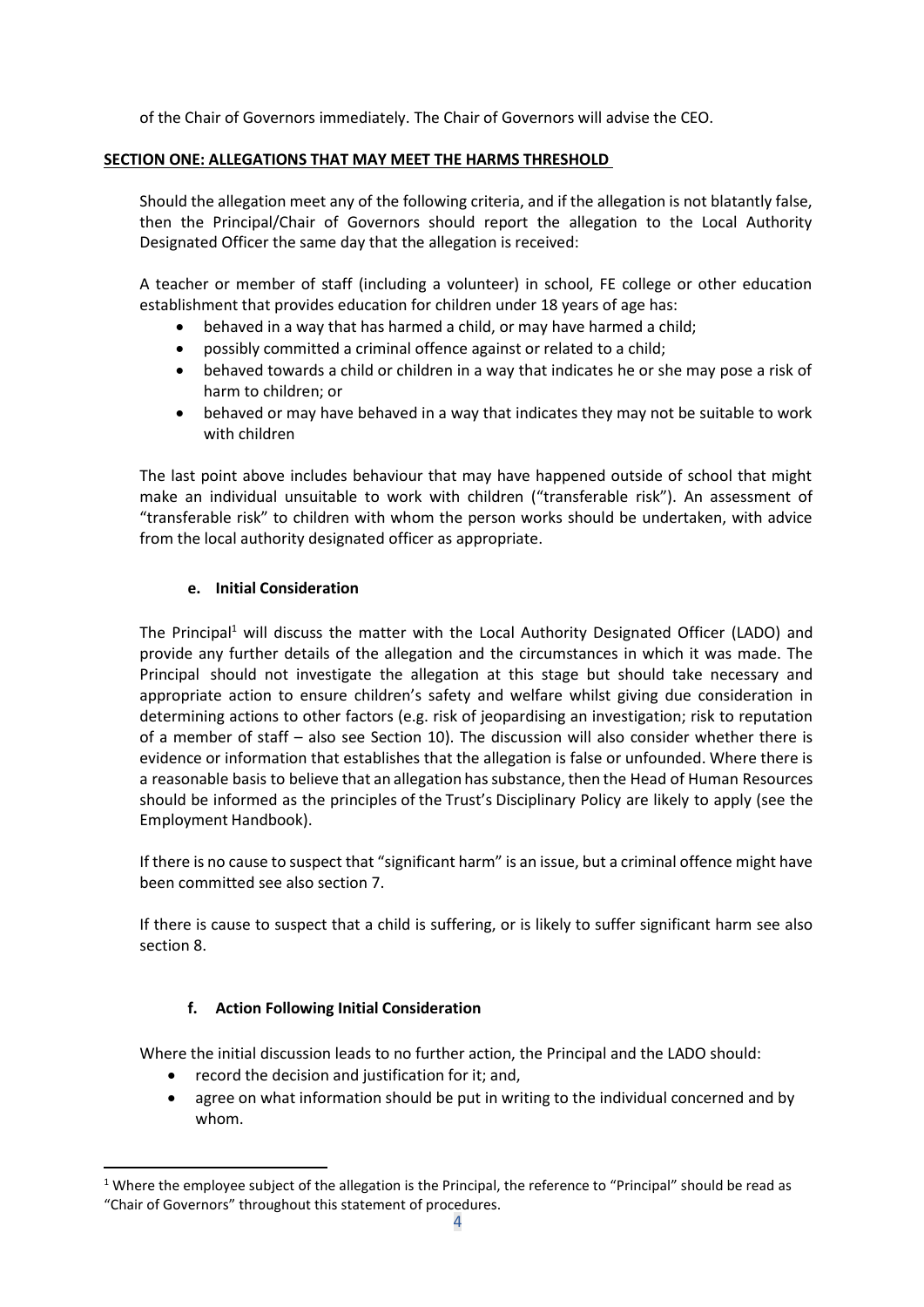of the Chair of Governors immediately. The Chair of Governors will advise the CEO.

## SECTION ONE: ALLEGATIONS THAT MAY MEET THE HARMS THRESHOLD

Should the allegation meet any of the following criteria, and if the allegation is not blatantly false, then the Principal/Chair of Governors should report the allegation to the Local Authority Designated Officer the same day that the allegation is received:

A teacher or member of staff (including a volunteer) in school, FE college or other education establishment that provides education for children under 18 years of age has:

- behaved in a way that has harmed a child, or may have harmed a child;
- possibly committed a criminal offence against or related to a child;
- behaved towards a child or children in a way that indicates he or she may pose a risk of harm to children; or
- behaved or may have behaved in a way that indicates they may not be suitable to work with children

The last point above includes behaviour that may have happened outside of school that might make an individual unsuitable to work with children ("transferable risk"). An assessment of "transferable risk" to children with whom the person works should be undertaken, with advice from the local authority designated officer as appropriate.

### e. Initial Consideration

The Principal[1] will discuss the matter with the Local Authority Designated Officer (LADO) and provide any further details of the allegation and the circumstances in which it was made. The Principal should not investigate the allegation at this stage but should take necessary and appropriate action to ensure children's safety and welfare whilst giving due consideration in determining actions to other factors (e.g. risk of jeopardising an investigation; risk to reputation of a member of staff – also see Section 10). The discussion will also consider whether there is evidence or information that establishes that the allegation is false or unfounded. Where there is a reasonable basis to believe that an allegation has substance, then the Head of Human Resources should be informed as the principles of the Trust's Disciplinary Policy are likely to apply (see the Employment Handbook).

If there is no cause to suspect that "significant harm" is an issue, but a criminal offence might have been committed see also section 7.

If there is cause to suspect that a child is suffering, or is likely to suffer significant harm see also section 8.

### f. Action Following Initial Consideration

Where the initial discussion leads to no further action, the Principal and the LADO should:

- record the decision and justification for it; and,
- agree on what information should be put in writing to the individual concerned and by whom.

[1] Where the employee subject of the allegation is the Principal, the reference to "Principal" should be read as "Chair of Governors" throughout this statement of procedures.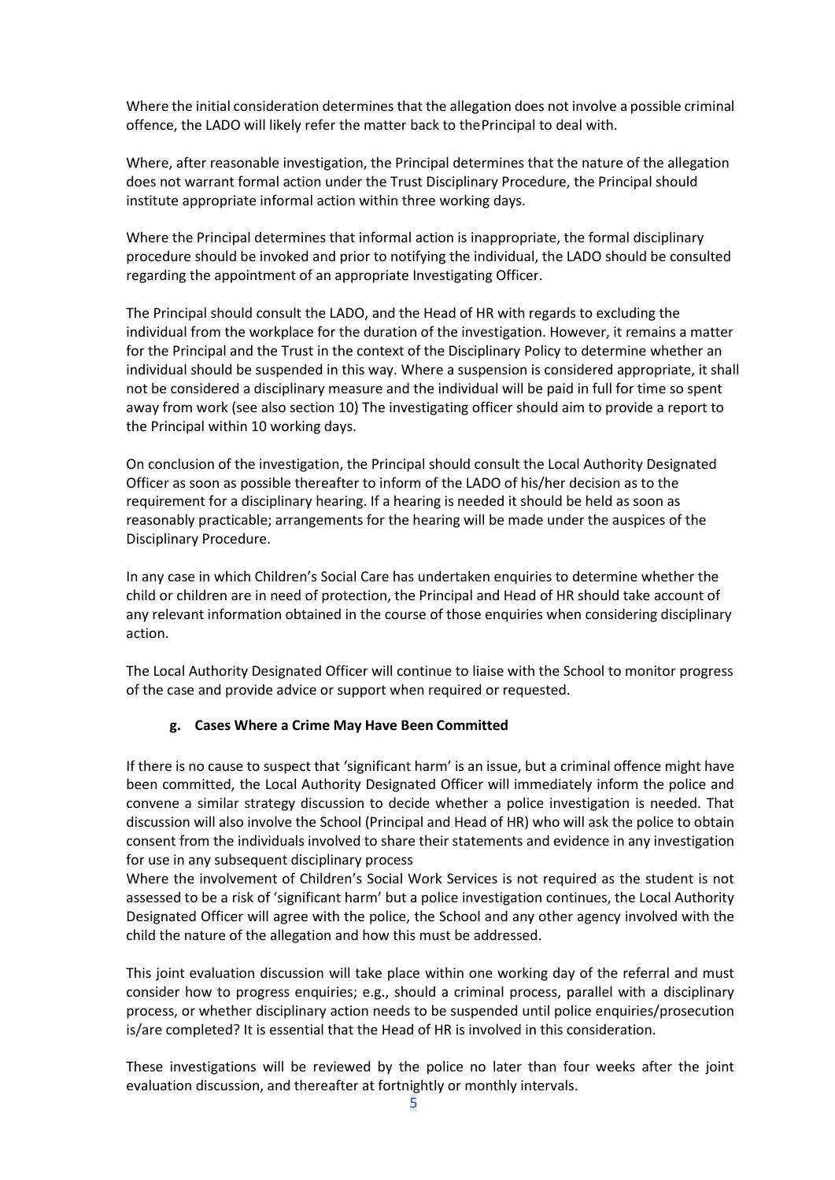Where the initial consideration determines that the allegation does not involve a possible criminal offence, the LADO will likely refer the matter back to thePrincipal to deal with.

Where, after reasonable investigation, the Principal determines that the nature of the allegation does not warrant formal action under the Trust Disciplinary Procedure, the Principal should institute appropriate informal action within three working days.

Where the Principal determines that informal action is inappropriate, the formal disciplinary procedure should be invoked and prior to notifying the individual, the LADO should be consulted regarding the appointment of an appropriate Investigating Officer.

The Principal should consult the LADO, and the Head of HR with regards to excluding the individual from the workplace for the duration of the investigation. However, it remains a matter for the Principal and the Trust in the context of the Disciplinary Policy to determine whether an individual should be suspended in this way. Where a suspension is considered appropriate, it shall not be considered a disciplinary measure and the individual will be paid in full for time so spent away from work (see also section 10) The investigating officer should aim to provide a report to the Principal within 10 working days.

On conclusion of the investigation, the Principal should consult the Local Authority Designated Officer as soon as possible thereafter to inform of the LADO of his/her decision as to the requirement for a disciplinary hearing. If a hearing is needed it should be held as soon as reasonably practicable; arrangements for the hearing will be made under the auspices of the Disciplinary Procedure.

In any case in which Children's Social Care has undertaken enquiries to determine whether the child or children are in need of protection, the Principal and Head of HR should take account of any relevant information obtained in the course of those enquiries when considering disciplinary action.

The Local Authority Designated Officer will continue to liaise with the School to monitor progress of the case and provide advice or support when required or requested.

#### g. Cases Where a Crime May Have Been Committed

If there is no cause to suspect that 'significant harm' is an issue, but a criminal offence might have been committed, the Local Authority Designated Officer will immediately inform the police and convene a similar strategy discussion to decide whether a police investigation is needed. That discussion will also involve the School (Principal and Head of HR) who will ask the police to obtain consent from the individuals involved to share their statements and evidence in any investigation for use in any subsequent disciplinary process

Where the involvement of Children's Social Work Services is not required as the student is not assessed to be a risk of 'significant harm' but a police investigation continues, the Local Authority Designated Officer will agree with the police, the School and any other agency involved with the child the nature of the allegation and how this must be addressed.

This joint evaluation discussion will take place within one working day of the referral and must consider how to progress enquiries; e.g., should a criminal process, parallel with a disciplinary process, or whether disciplinary action needs to be suspended until police enquiries/prosecution is/are completed? It is essential that the Head of HR is involved in this consideration.

These investigations will be reviewed by the police no later than four weeks after the joint evaluation discussion, and thereafter at fortnightly or monthly intervals.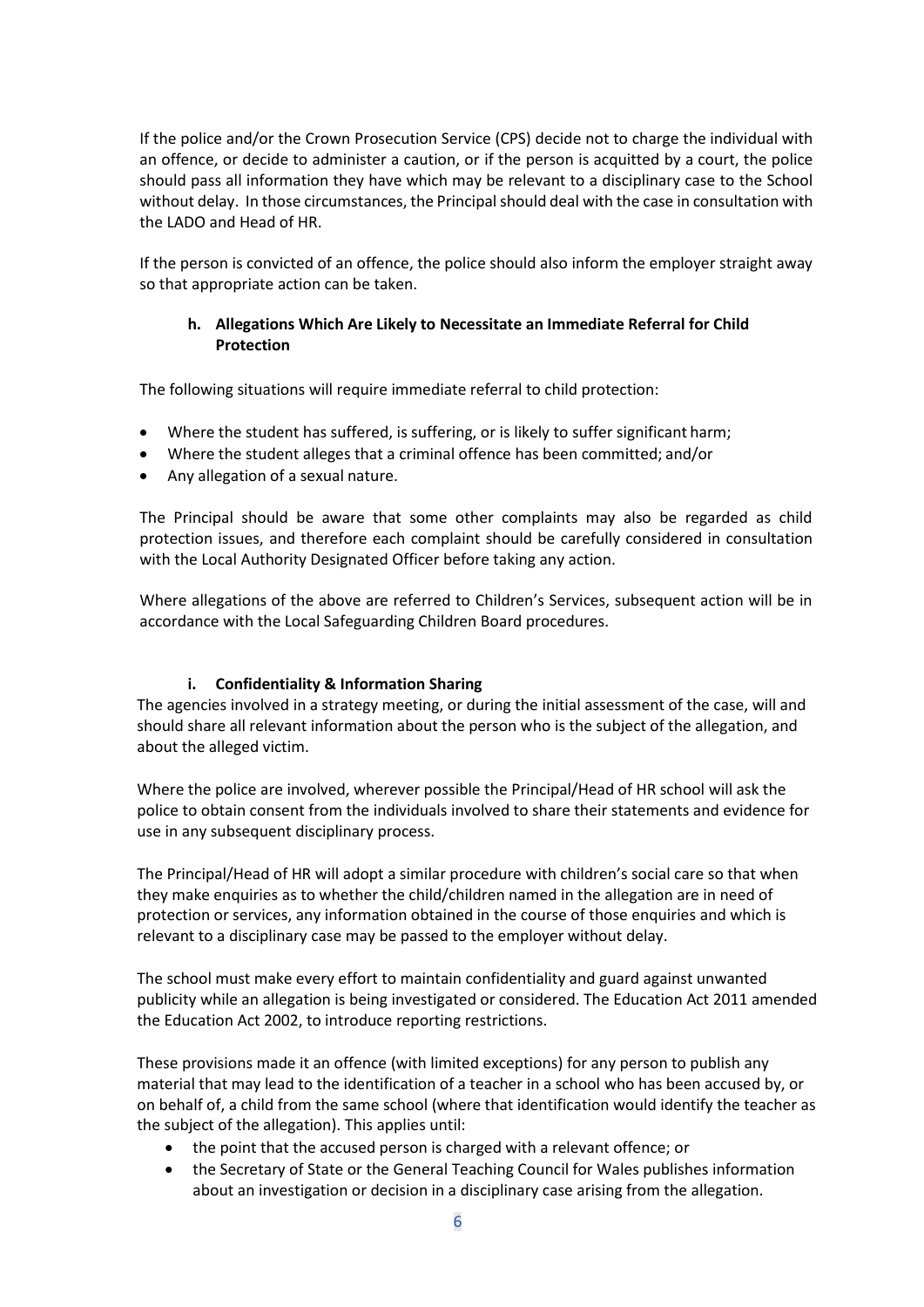If the police and/or the Crown Prosecution Service (CPS) decide not to charge the individual with an offence, or decide to administer a caution, or if the person is acquitted by a court, the police should pass all information they have which may be relevant to a disciplinary case to the School without delay. In those circumstances, the Principal should deal with the case in consultation with the LADO and Head of HR.

If the person is convicted of an offence, the police should also inform the employer straight away so that appropriate action can be taken.

### h. Allegations Which Are Likely to Necessitate an Immediate Referral for Child Protection

The following situations will require immediate referral to child protection:

- Where the student has suffered, is suffering, or is likely to suffer significant harm;
- Where the student alleges that a criminal offence has been committed; and/or
- Any allegation of a sexual nature.

The Principal should be aware that some other complaints may also be regarded as child protection issues, and therefore each complaint should be carefully considered in consultation with the Local Authority Designated Officer before taking any action.

Where allegations of the above are referred to Children's Services, subsequent action will be in accordance with the Local Safeguarding Children Board procedures.

### i. Confidentiality & Information Sharing

The agencies involved in a strategy meeting, or during the initial assessment of the case, will and should share all relevant information about the person who is the subject of the allegation, and about the alleged victim.

Where the police are involved, wherever possible the Principal/Head of HR school will ask the police to obtain consent from the individuals involved to share their statements and evidence for use in any subsequent disciplinary process.

The Principal/Head of HR will adopt a similar procedure with children's social care so that when they make enquiries as to whether the child/children named in the allegation are in need of protection or services, any information obtained in the course of those enquiries and which is relevant to a disciplinary case may be passed to the employer without delay.

The school must make every effort to maintain confidentiality and guard against unwanted publicity while an allegation is being investigated or considered. The Education Act 2011 amended the Education Act 2002, to introduce reporting restrictions.

These provisions made it an offence (with limited exceptions) for any person to publish any material that may lead to the identification of a teacher in a school who has been accused by, or on behalf of, a child from the same school (where that identification would identify the teacher as the subject of the allegation). This applies until:

- the point that the accused person is charged with a relevant offence; or
- the Secretary of State or the General Teaching Council for Wales publishes information about an investigation or decision in a disciplinary case arising from the allegation.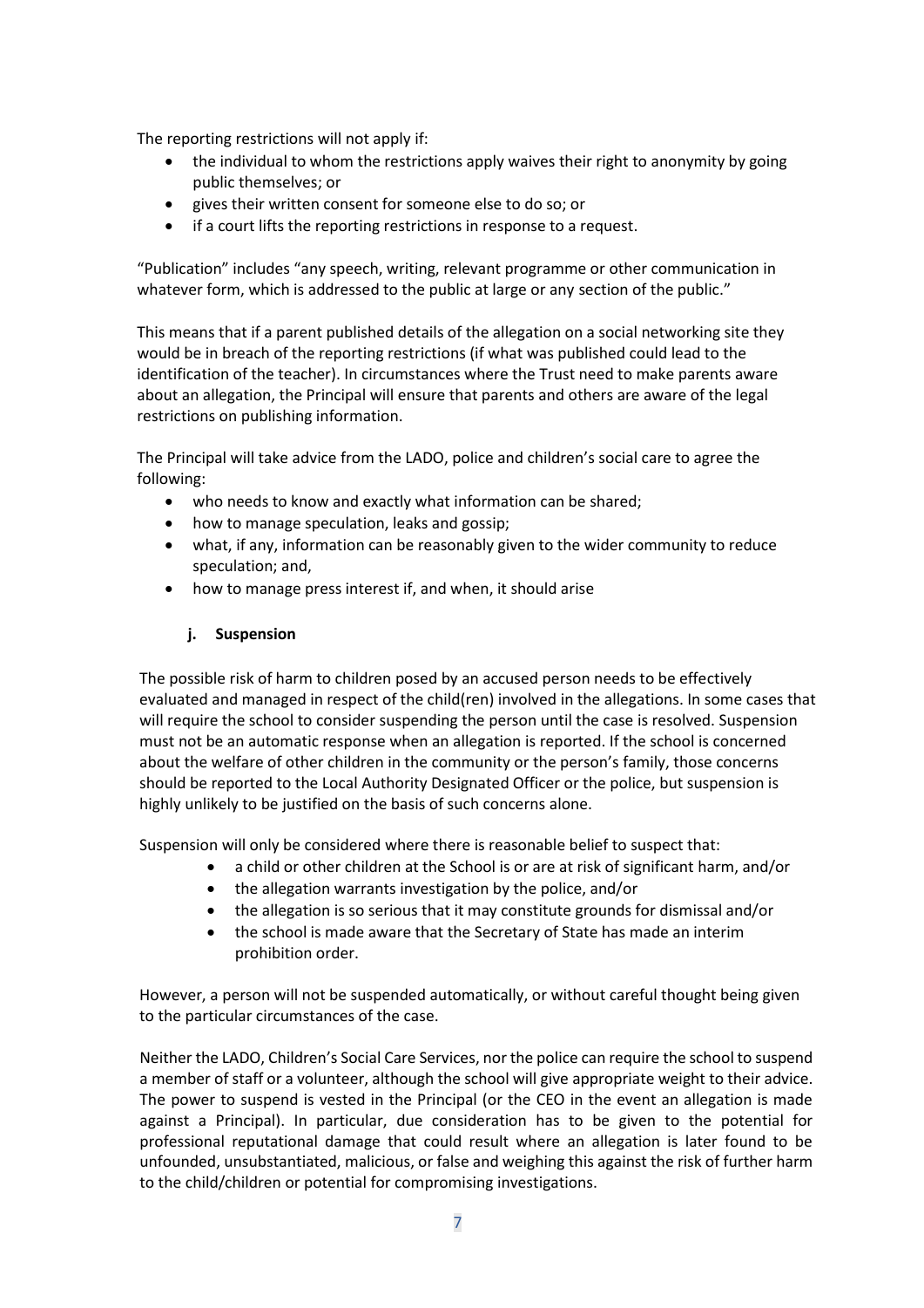The reporting restrictions will not apply if:

- the individual to whom the restrictions apply waives their right to anonymity by going public themselves; or
- gives their written consent for someone else to do so; or
- if a court lifts the reporting restrictions in response to a request.

"Publication" includes "any speech, writing, relevant programme or other communication in whatever form, which is addressed to the public at large or any section of the public."

This means that if a parent published details of the allegation on a social networking site they would be in breach of the reporting restrictions (if what was published could lead to the identification of the teacher). In circumstances where the Trust need to make parents aware about an allegation, the Principal will ensure that parents and others are aware of the legal restrictions on publishing information.

The Principal will take advice from the LADO, police and children's social care to agree the following:

- who needs to know and exactly what information can be shared;
- how to manage speculation, leaks and gossip;
- what, if any, information can be reasonably given to the wider community to reduce speculation; and,
- how to manage press interest if, and when, it should arise

#### j. Suspension

The possible risk of harm to children posed by an accused person needs to be effectively evaluated and managed in respect of the child(ren) involved in the allegations. In some cases that will require the school to consider suspending the person until the case is resolved. Suspension must not be an automatic response when an allegation is reported. If the school is concerned about the welfare of other children in the community or the person's family, those concerns should be reported to the Local Authority Designated Officer or the police, but suspension is highly unlikely to be justified on the basis of such concerns alone.

Suspension will only be considered where there is reasonable belief to suspect that:

- a child or other children at the School is or are at risk of significant harm, and/or
- the allegation warrants investigation by the police, and/or
- the allegation is so serious that it may constitute grounds for dismissal and/or
- the school is made aware that the Secretary of State has made an interim prohibition order.

However, a person will not be suspended automatically, or without careful thought being given to the particular circumstances of the case.

Neither the LADO, Children's Social Care Services, nor the police can require the school to suspend a member of staff or a volunteer, although the school will give appropriate weight to their advice. The power to suspend is vested in the Principal (or the CEO in the event an allegation is made against a Principal). In particular, due consideration has to be given to the potential for professional reputational damage that could result where an allegation is later found to be unfounded, unsubstantiated, malicious, or false and weighing this against the risk of further harm to the child/children or potential for compromising investigations.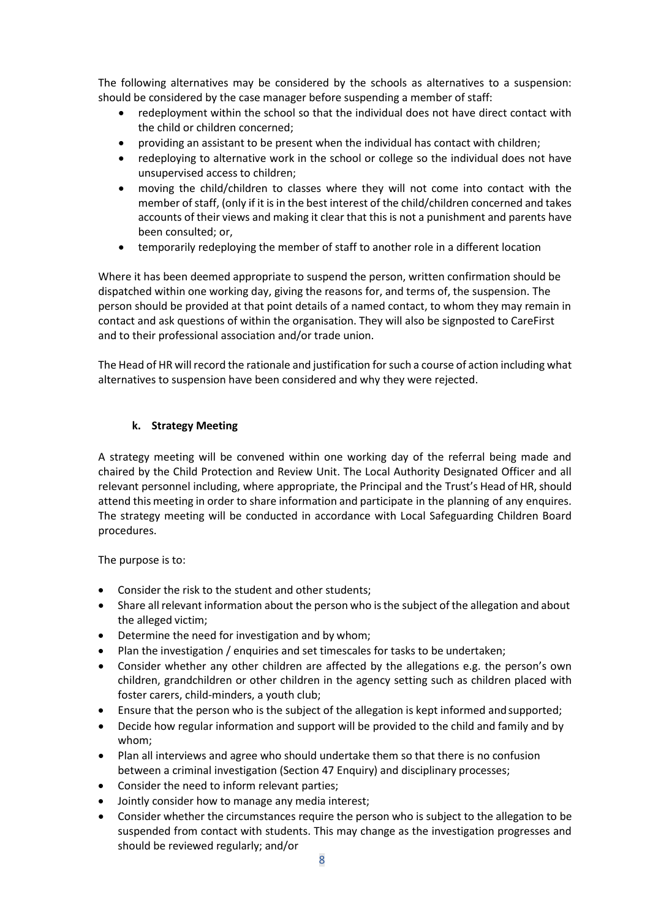The following alternatives may be considered by the schools as alternatives to a suspension: should be considered by the case manager before suspending a member of staff:

- redeployment within the school so that the individual does not have direct contact with the child or children concerned;
- providing an assistant to be present when the individual has contact with children;
- redeploying to alternative work in the school or college so the individual does not have unsupervised access to children;
- moving the child/children to classes where they will not come into contact with the member of staff, (only if it is in the best interest of the child/children concerned and takes accounts of their views and making it clear that this is not a punishment and parents have been consulted; or,
- temporarily redeploying the member of staff to another role in a different location

Where it has been deemed appropriate to suspend the person, written confirmation should be dispatched within one working day, giving the reasons for, and terms of, the suspension. The person should be provided at that point details of a named contact, to whom they may remain in contact and ask questions of within the organisation. They will also be signposted to CareFirst and to their professional association and/or trade union.

The Head of HR will record the rationale and justification for such a course of action including what alternatives to suspension have been considered and why they were rejected.

### k. Strategy Meeting

A strategy meeting will be convened within one working day of the referral being made and chaired by the Child Protection and Review Unit. The Local Authority Designated Officer and all relevant personnel including, where appropriate, the Principal and the Trust's Head of HR, should attend this meeting in order to share information and participate in the planning of any enquires. The strategy meeting will be conducted in accordance with Local Safeguarding Children Board procedures.

The purpose is to:

- Consider the risk to the student and other students;
- Share all relevant information about the person who is the subject of the allegation and about the alleged victim;
- Determine the need for investigation and by whom;
- Plan the investigation / enquiries and set timescales for tasks to be undertaken;
- Consider whether any other children are affected by the allegations e.g. the person's own children, grandchildren or other children in the agency setting such as children placed with foster carers, child-minders, a youth club;
- Ensure that the person who is the subject of the allegation is kept informed and supported;
- Decide how regular information and support will be provided to the child and family and by whom;
- Plan all interviews and agree who should undertake them so that there is no confusion between a criminal investigation (Section 47 Enquiry) and disciplinary processes;
- Consider the need to inform relevant parties;
- Jointly consider how to manage any media interest;
- Consider whether the circumstances require the person who is subject to the allegation to be suspended from contact with students. This may change as the investigation progresses and should be reviewed regularly; and/or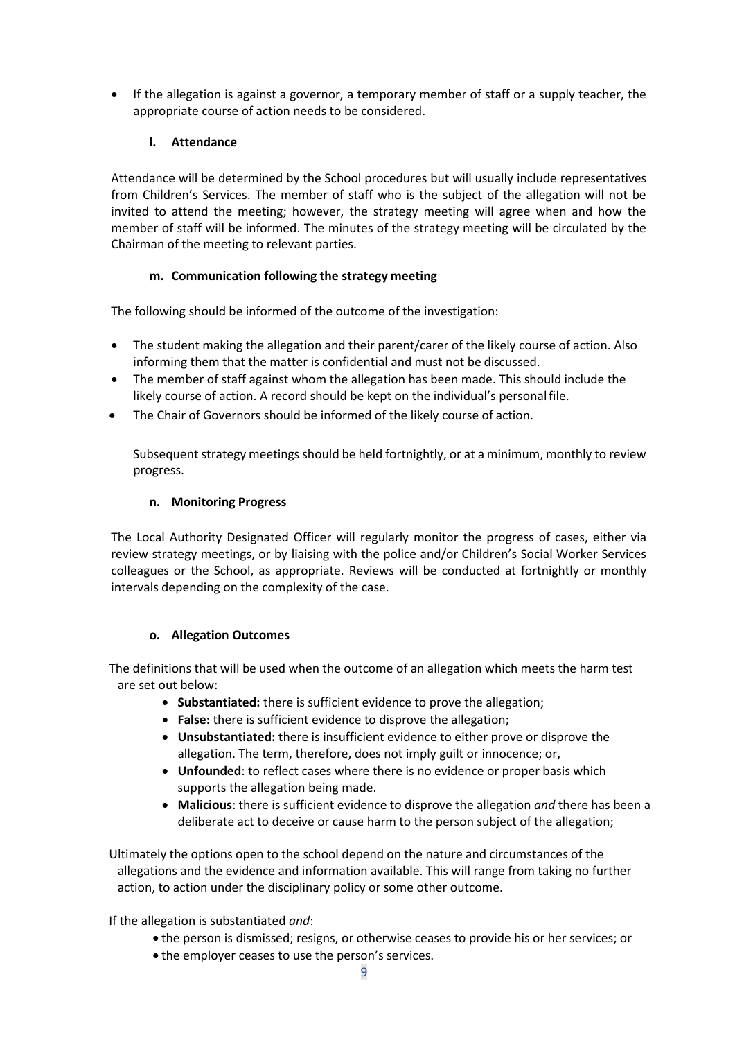- If the allegation is against a governor, a temporary member of staff or a supply teacher, the appropriate course of action needs to be considered.

### l. Attendance

Attendance will be determined by the School procedures but will usually include representatives from Children's Services. The member of staff who is the subject of the allegation will not be invited to attend the meeting; however, the strategy meeting will agree when and how the member of staff will be informed. The minutes of the strategy meeting will be circulated by the Chairman of the meeting to relevant parties.

### m. Communication following the strategy meeting

The following should be informed of the outcome of the investigation:

- The student making the allegation and their parent/carer of the likely course of action. Also informing them that the matter is confidential and must not be discussed.
- The member of staff against whom the allegation has been made. This should include the likely course of action. A record should be kept on the individual's personal file.
- The Chair of Governors should be informed of the likely course of action.

Subsequent strategy meetings should be held fortnightly, or at a minimum, monthly to review progress.

### n. Monitoring Progress

The Local Authority Designated Officer will regularly monitor the progress of cases, either via review strategy meetings, or by liaising with the police and/or Children's Social Worker Services colleagues or the School, as appropriate. Reviews will be conducted at fortnightly or monthly intervals depending on the complexity of the case.

### o. Allegation Outcomes

The definitions that will be used when the outcome of an allegation which meets the harm test are set out below:

- **Substantiated:** there is sufficient evidence to prove the allegation;
- **False:** there is sufficient evidence to disprove the allegation;
- **Unsubstantiated:** there is insufficient evidence to either prove or disprove the allegation. The term, therefore, does not imply guilt or innocence; or,
- **Unfounded**: to reflect cases where there is no evidence or proper basis which supports the allegation being made.
- **Malicious**: there is sufficient evidence to disprove the allegation *and* there has been a deliberate act to deceive or cause harm to the person subject of the allegation;

Ultimately the options open to the school depend on the nature and circumstances of the allegations and the evidence and information available. This will range from taking no further action, to action under the disciplinary policy or some other outcome.

If the allegation is substantiated *and*:

- the person is dismissed; resigns, or otherwise ceases to provide his or her services; or
- the employer ceases to use the person's services.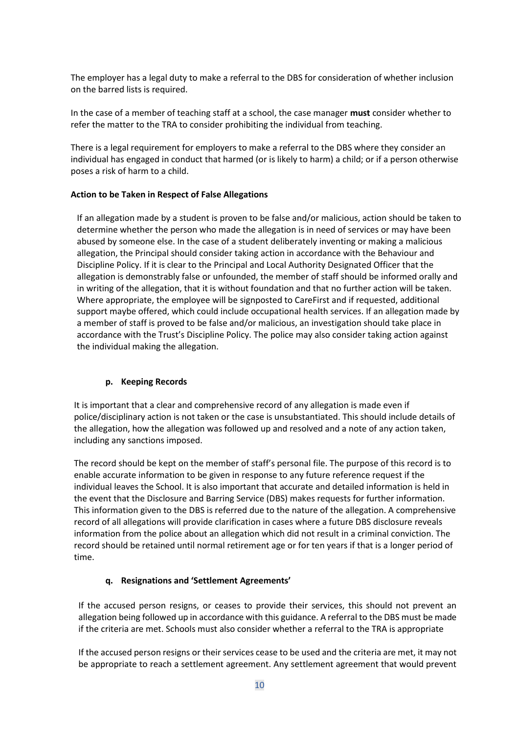The employer has a legal duty to make a referral to the DBS for consideration of whether inclusion on the barred lists is required.

In the case of a member of teaching staff at a school, the case manager **must** consider whether to refer the matter to the TRA to consider prohibiting the individual from teaching.

There is a legal requirement for employers to make a referral to the DBS where they consider an individual has engaged in conduct that harmed (or is likely to harm) a child; or if a person otherwise poses a risk of harm to a child.

**Action to be Taken in Respect of False Allegations**

If an allegation made by a student is proven to be false and/or malicious, action should be taken to determine whether the person who made the allegation is in need of services or may have been abused by someone else. In the case of a student deliberately inventing or making a malicious allegation, the Principal should consider taking action in accordance with the Behaviour and Discipline Policy. If it is clear to the Principal and Local Authority Designated Officer that the allegation is demonstrably false or unfounded, the member of staff should be informed orally and in writing of the allegation, that it is without foundation and that no further action will be taken. Where appropriate, the employee will be signposted to CareFirst and if requested, additional support maybe offered, which could include occupational health services. If an allegation made by a member of staff is proved to be false and/or malicious, an investigation should take place in accordance with the Trust's Discipline Policy. The police may also consider taking action against the individual making the allegation.

#### p. Keeping Records

It is important that a clear and comprehensive record of any allegation is made even if police/disciplinary action is not taken or the case is unsubstantiated. This should include details of the allegation, how the allegation was followed up and resolved and a note of any action taken, including any sanctions imposed.

The record should be kept on the member of staff's personal file. The purpose of this record is to enable accurate information to be given in response to any future reference request if the individual leaves the School. It is also important that accurate and detailed information is held in the event that the Disclosure and Barring Service (DBS) makes requests for further information. This information given to the DBS is referred due to the nature of the allegation. A comprehensive record of all allegations will provide clarification in cases where a future DBS disclosure reveals information from the police about an allegation which did not result in a criminal conviction. The record should be retained until normal retirement age or for ten years if that is a longer period of time.

#### q. Resignations and 'Settlement Agreements'

If the accused person resigns, or ceases to provide their services, this should not prevent an allegation being followed up in accordance with this guidance. A referral to the DBS must be made if the criteria are met. Schools must also consider whether a referral to the TRA is appropriate

If the accused person resigns or their services cease to be used and the criteria are met, it may not be appropriate to reach a settlement agreement. Any settlement agreement that would prevent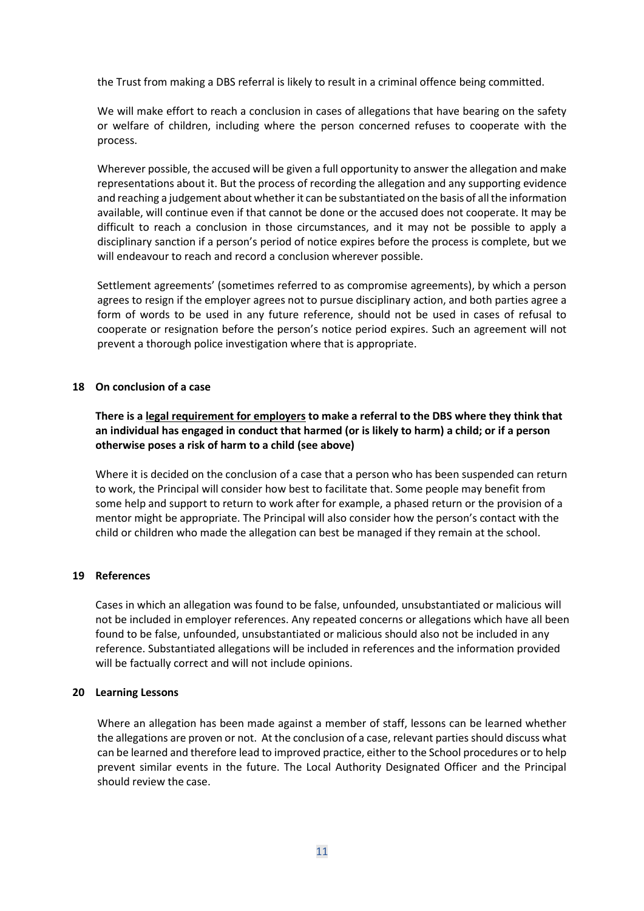the Trust from making a DBS referral is likely to result in a criminal offence being committed.

We will make effort to reach a conclusion in cases of allegations that have bearing on the safety or welfare of children, including where the person concerned refuses to cooperate with the process.

Wherever possible, the accused will be given a full opportunity to answer the allegation and make representations about it. But the process of recording the allegation and any supporting evidence and reaching a judgement about whether it can be substantiated on the basis of all the information available, will continue even if that cannot be done or the accused does not cooperate. It may be difficult to reach a conclusion in those circumstances, and it may not be possible to apply a disciplinary sanction if a person's period of notice expires before the process is complete, but we will endeavour to reach and record a conclusion wherever possible.

Settlement agreements' (sometimes referred to as compromise agreements), by which a person agrees to resign if the employer agrees not to pursue disciplinary action, and both parties agree a form of words to be used in any future reference, should not be used in cases of refusal to cooperate or resignation before the person's notice period expires. Such an agreement will not prevent a thorough police investigation where that is appropriate.

## 18 On conclusion of a case

**There is a legal requirement for employers to make a referral to the DBS where they think that an individual has engaged in conduct that harmed (or is likely to harm) a child; or if a person otherwise poses a risk of harm to a child (see above)**

Where it is decided on the conclusion of a case that a person who has been suspended can return to work, the Principal will consider how best to facilitate that. Some people may benefit from some help and support to return to work after for example, a phased return or the provision of a mentor might be appropriate. The Principal will also consider how the person's contact with the child or children who made the allegation can best be managed if they remain at the school.

## 19 References

Cases in which an allegation was found to be false, unfounded, unsubstantiated or malicious will not be included in employer references. Any repeated concerns or allegations which have all been found to be false, unfounded, unsubstantiated or malicious should also not be included in any reference. Substantiated allegations will be included in references and the information provided will be factually correct and will not include opinions.

## 20 Learning Lessons

Where an allegation has been made against a member of staff, lessons can be learned whether the allegations are proven or not. At the conclusion of a case, relevant parties should discuss what can be learned and therefore lead to improved practice, either to the School procedures or to help prevent similar events in the future. The Local Authority Designated Officer and the Principal should review the case.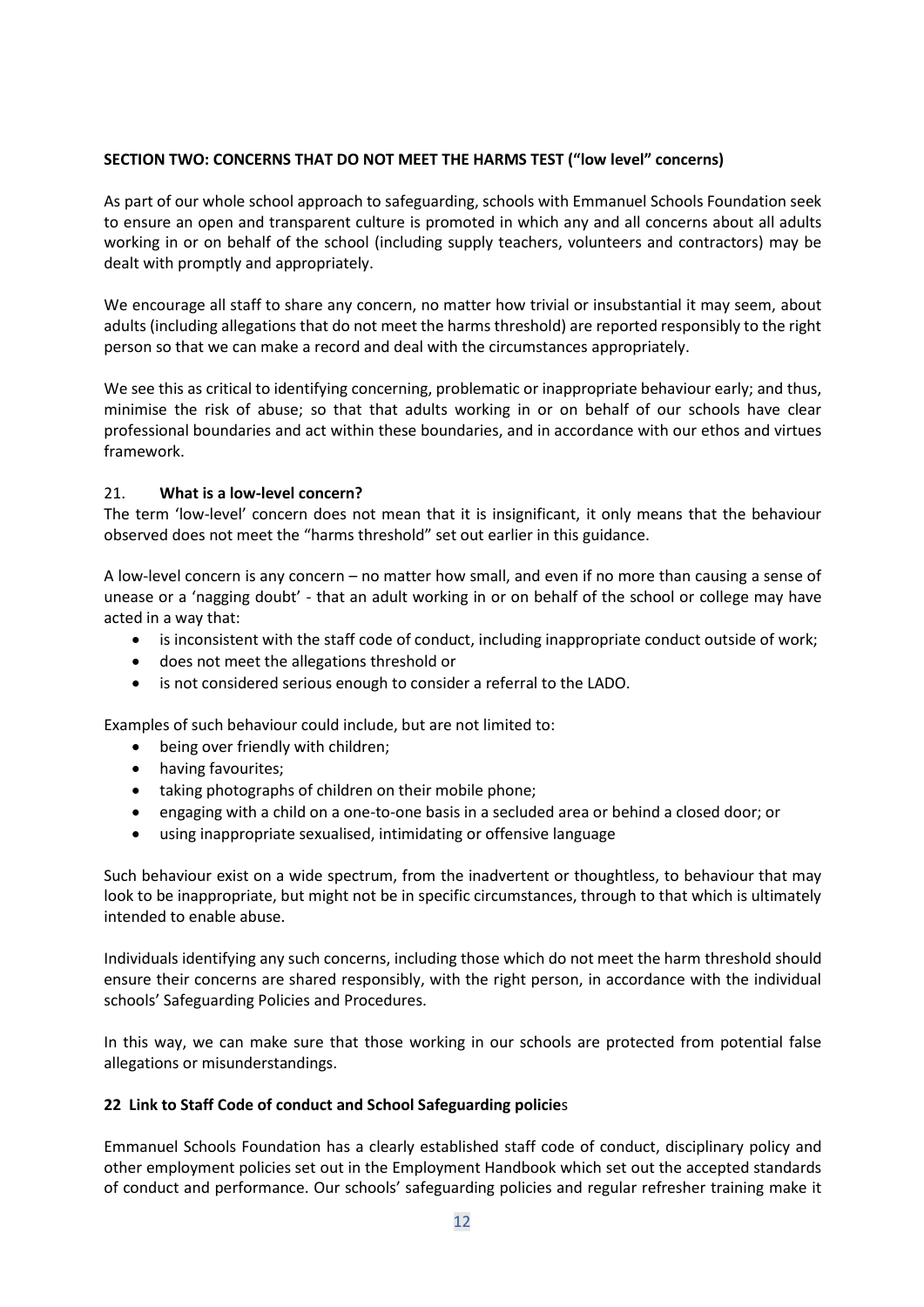**SECTION TWO: CONCERNS THAT DO NOT MEET THE HARMS TEST ("low level" concerns)**

As part of our whole school approach to safeguarding, schools with Emmanuel Schools Foundation seek to ensure an open and transparent culture is promoted in which any and all concerns about all adults working in or on behalf of the school (including supply teachers, volunteers and contractors) may be dealt with promptly and appropriately.

We encourage all staff to share any concern, no matter how trivial or insubstantial it may seem, about adults (including allegations that do not meet the harms threshold) are reported responsibly to the right person so that we can make a record and deal with the circumstances appropriately.

We see this as critical to identifying concerning, problematic or inappropriate behaviour early; and thus, minimise the risk of abuse; so that that adults working in or on behalf of our schools have clear professional boundaries and act within these boundaries, and in accordance with our ethos and virtues framework.

21. **What is a low-level concern?**

The term 'low-level' concern does not mean that it is insignificant, it only means that the behaviour observed does not meet the "harms threshold" set out earlier in this guidance.

A low-level concern is any concern – no matter how small, and even if no more than causing a sense of unease or a 'nagging doubt' - that an adult working in or on behalf of the school or college may have acted in a way that:

- is inconsistent with the staff code of conduct, including inappropriate conduct outside of work;
- does not meet the allegations threshold or
- is not considered serious enough to consider a referral to the LADO.

Examples of such behaviour could include, but are not limited to:

- being over friendly with children;
- having favourites;
- taking photographs of children on their mobile phone;
- engaging with a child on a one-to-one basis in a secluded area or behind a closed door; or
- using inappropriate sexualised, intimidating or offensive language

Such behaviour exist on a wide spectrum, from the inadvertent or thoughtless, to behaviour that may look to be inappropriate, but might not be in specific circumstances, through to that which is ultimately intended to enable abuse.

Individuals identifying any such concerns, including those which do not meet the harm threshold should ensure their concerns are shared responsibly, with the right person, in accordance with the individual schools' Safeguarding Policies and Procedures.

In this way, we can make sure that those working in our schools are protected from potential false allegations or misunderstandings.

**22 Link to Staff Code of conduct and School Safeguarding policies**

Emmanuel Schools Foundation has a clearly established staff code of conduct, disciplinary policy and other employment policies set out in the Employment Handbook which set out the accepted standards of conduct and performance. Our schools' safeguarding policies and regular refresher training make it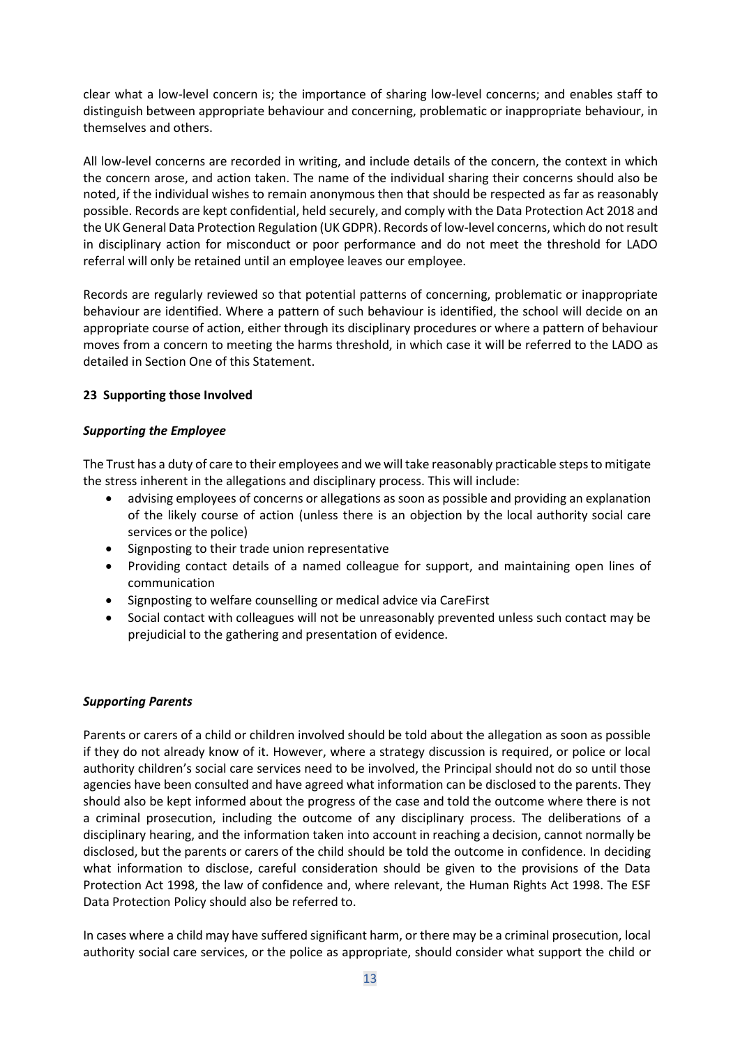clear what a low-level concern is; the importance of sharing low-level concerns; and enables staff to distinguish between appropriate behaviour and concerning, problematic or inappropriate behaviour, in themselves and others.

All low-level concerns are recorded in writing, and include details of the concern, the context in which the concern arose, and action taken. The name of the individual sharing their concerns should also be noted, if the individual wishes to remain anonymous then that should be respected as far as reasonably possible. Records are kept confidential, held securely, and comply with the Data Protection Act 2018 and the UK General Data Protection Regulation (UK GDPR). Records of low-level concerns, which do not result in disciplinary action for misconduct or poor performance and do not meet the threshold for LADO referral will only be retained until an employee leaves our employee.

Records are regularly reviewed so that potential patterns of concerning, problematic or inappropriate behaviour are identified. Where a pattern of such behaviour is identified, the school will decide on an appropriate course of action, either through its disciplinary procedures or where a pattern of behaviour moves from a concern to meeting the harms threshold, in which case it will be referred to the LADO as detailed in Section One of this Statement.

## 23 Supporting those Involved

### *Supporting the Employee*

The Trust has a duty of care to their employees and we will take reasonably practicable steps to mitigate the stress inherent in the allegations and disciplinary process. This will include:

- advising employees of concerns or allegations as soon as possible and providing an explanation of the likely course of action (unless there is an objection by the local authority social care services or the police)
- Signposting to their trade union representative
- Providing contact details of a named colleague for support, and maintaining open lines of communication
- Signposting to welfare counselling or medical advice via CareFirst
- Social contact with colleagues will not be unreasonably prevented unless such contact may be prejudicial to the gathering and presentation of evidence.

### *Supporting Parents*

Parents or carers of a child or children involved should be told about the allegation as soon as possible if they do not already know of it. However, where a strategy discussion is required, or police or local authority children's social care services need to be involved, the Principal should not do so until those agencies have been consulted and have agreed what information can be disclosed to the parents. They should also be kept informed about the progress of the case and told the outcome where there is not a criminal prosecution, including the outcome of any disciplinary process. The deliberations of a disciplinary hearing, and the information taken into account in reaching a decision, cannot normally be disclosed, but the parents or carers of the child should be told the outcome in confidence. In deciding what information to disclose, careful consideration should be given to the provisions of the Data Protection Act 1998, the law of confidence and, where relevant, the Human Rights Act 1998. The ESF Data Protection Policy should also be referred to.

In cases where a child may have suffered significant harm, or there may be a criminal prosecution, local authority social care services, or the police as appropriate, should consider what support the child or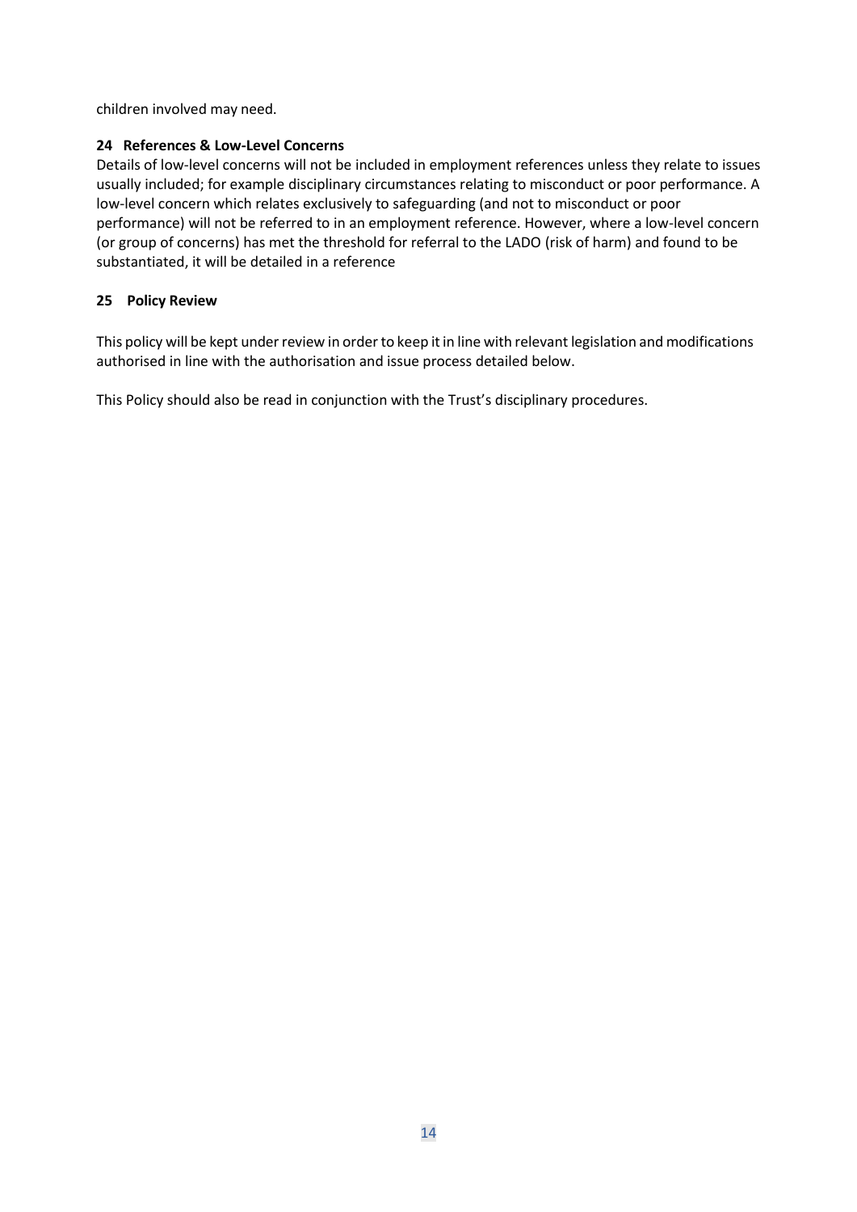children involved may need.

**24 References & Low-Level Concerns**

Details of low-level concerns will not be included in employment references unless they relate to issues usually included; for example disciplinary circumstances relating to misconduct or poor performance. A low-level concern which relates exclusively to safeguarding (and not to misconduct or poor performance) will not be referred to in an employment reference. However, where a low-level concern (or group of concerns) has met the threshold for referral to the LADO (risk of harm) and found to be substantiated, it will be detailed in a reference

**25 Policy Review**

This policy will be kept under review in order to keep it in line with relevant legislation and modifications authorised in line with the authorisation and issue process detailed below.

This Policy should also be read in conjunction with the Trust's disciplinary procedures.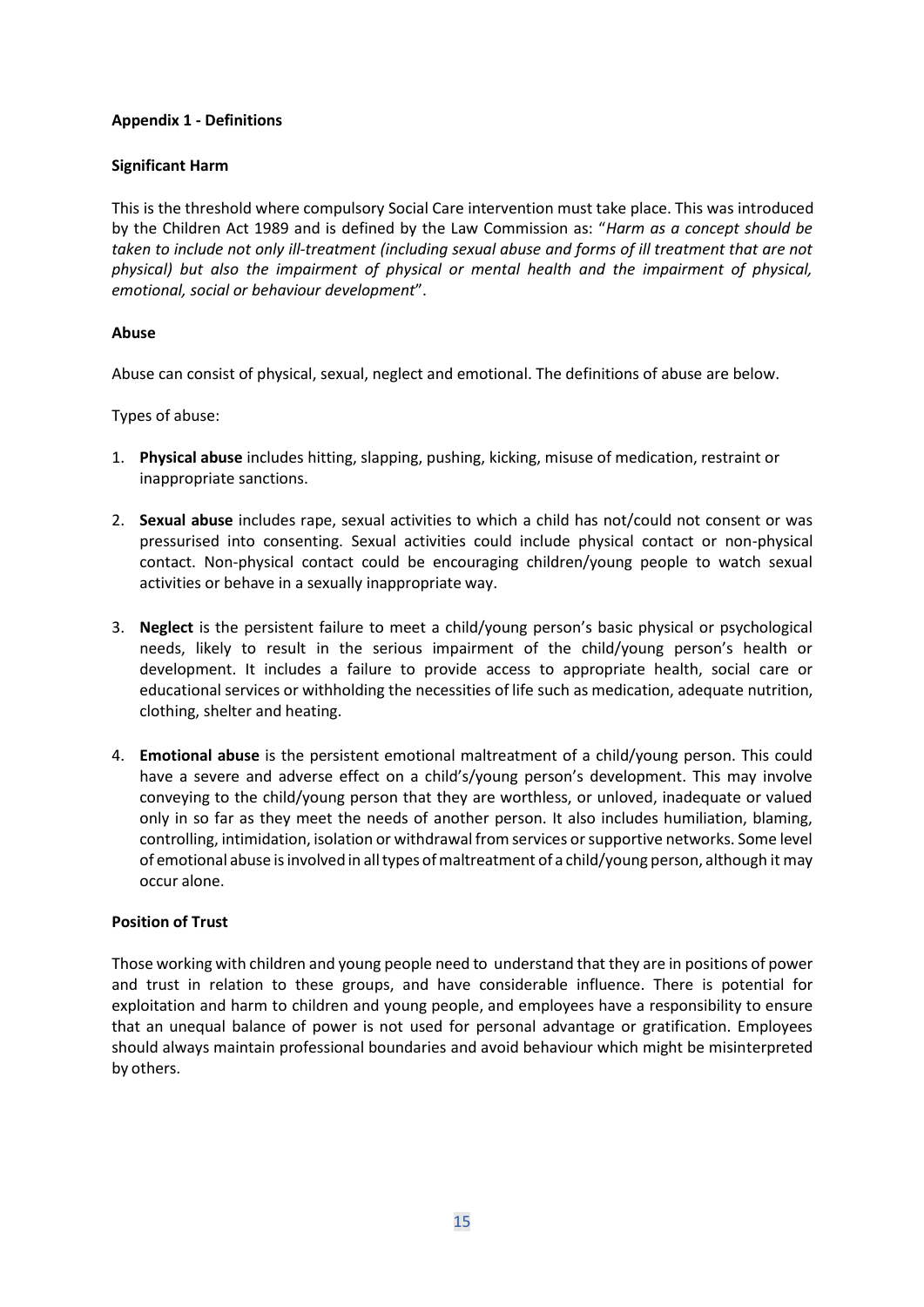**Appendix 1 - Definitions**

**Significant Harm**

This is the threshold where compulsory Social Care intervention must take place. This was introduced by the Children Act 1989 and is defined by the Law Commission as: "*Harm as a concept should be taken to include not only ill-treatment (including sexual abuse and forms of ill treatment that are not physical) but also the impairment of physical or mental health and the impairment of physical, emotional, social or behaviour development*".

**Abuse**

Abuse can consist of physical, sexual, neglect and emotional. The definitions of abuse are below.

Types of abuse:

1. **Physical abuse** includes hitting, slapping, pushing, kicking, misuse of medication, restraint or inappropriate sanctions.
2. **Sexual abuse** includes rape, sexual activities to which a child has not/could not consent or was pressurised into consenting. Sexual activities could include physical contact or non-physical contact. Non-physical contact could be encouraging children/young people to watch sexual activities or behave in a sexually inappropriate way.
3. **Neglect** is the persistent failure to meet a child/young person's basic physical or psychological needs, likely to result in the serious impairment of the child/young person's health or development. It includes a failure to provide access to appropriate health, social care or educational services or withholding the necessities of life such as medication, adequate nutrition, clothing, shelter and heating.
4. **Emotional abuse** is the persistent emotional maltreatment of a child/young person. This could have a severe and adverse effect on a child's/young person's development. This may involve conveying to the child/young person that they are worthless, or unloved, inadequate or valued only in so far as they meet the needs of another person. It also includes humiliation, blaming, controlling, intimidation, isolation or withdrawal from services or supportive networks. Some level of emotional abuse is involved in all types of maltreatment of a child/young person, although it may occur alone.

**Position of Trust**

Those working with children and young people need to understand that they are in positions of power and trust in relation to these groups, and have considerable influence. There is potential for exploitation and harm to children and young people, and employees have a responsibility to ensure that an unequal balance of power is not used for personal advantage or gratification. Employees should always maintain professional boundaries and avoid behaviour which might be misinterpreted by others.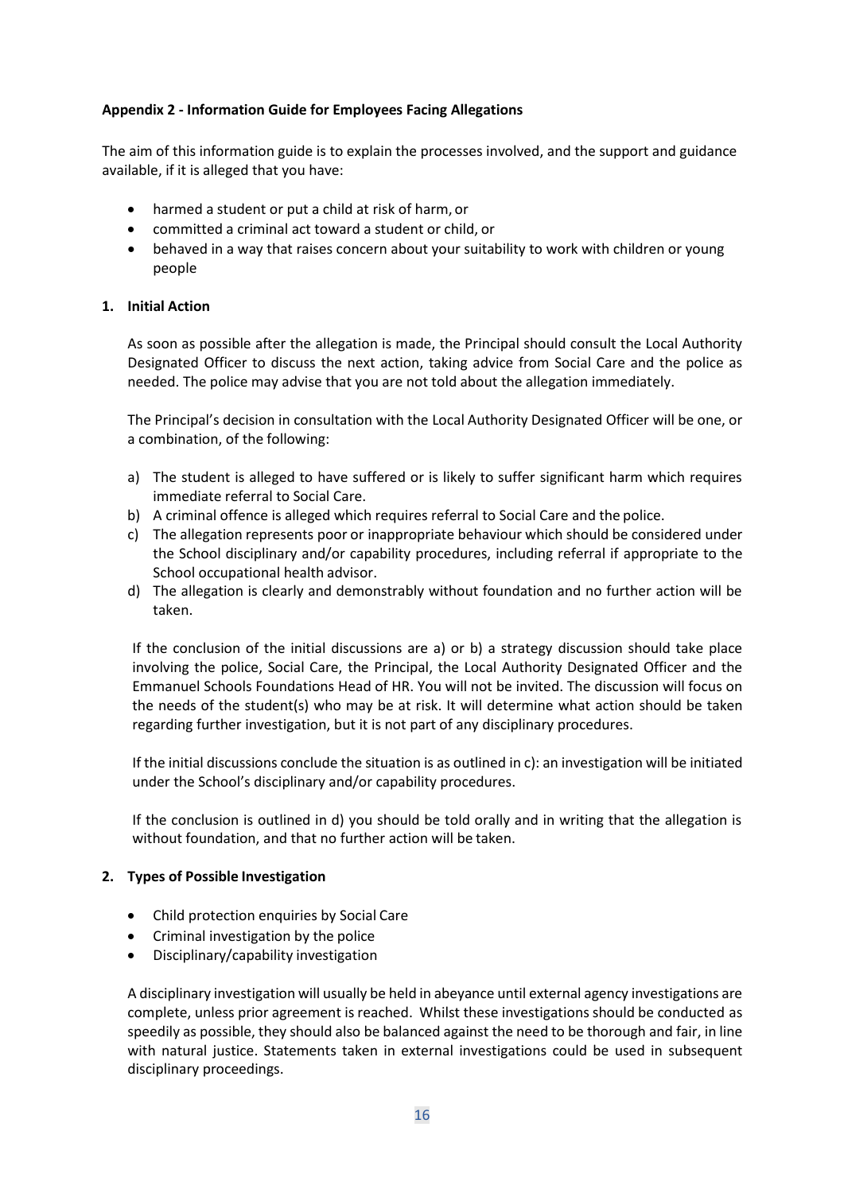**Appendix 2 - Information Guide for Employees Facing Allegations**

The aim of this information guide is to explain the processes involved, and the support and guidance available, if it is alleged that you have:

- harmed a student or put a child at risk of harm, or
- committed a criminal act toward a student or child, or
- behaved in a way that raises concern about your suitability to work with children or young people

**1. Initial Action**

As soon as possible after the allegation is made, the Principal should consult the Local Authority Designated Officer to discuss the next action, taking advice from Social Care and the police as needed. The police may advise that you are not told about the allegation immediately.

The Principal's decision in consultation with the Local Authority Designated Officer will be one, or a combination, of the following:

a) The student is alleged to have suffered or is likely to suffer significant harm which requires immediate referral to Social Care.
b) A criminal offence is alleged which requires referral to Social Care and the police.
c) The allegation represents poor or inappropriate behaviour which should be considered under the School disciplinary and/or capability procedures, including referral if appropriate to the School occupational health advisor.
d) The allegation is clearly and demonstrably without foundation and no further action will be taken.

If the conclusion of the initial discussions are a) or b) a strategy discussion should take place involving the police, Social Care, the Principal, the Local Authority Designated Officer and the Emmanuel Schools Foundations Head of HR. You will not be invited. The discussion will focus on the needs of the student(s) who may be at risk. It will determine what action should be taken regarding further investigation, but it is not part of any disciplinary procedures.

If the initial discussions conclude the situation is as outlined in c): an investigation will be initiated under the School's disciplinary and/or capability procedures.

If the conclusion is outlined in d) you should be told orally and in writing that the allegation is without foundation, and that no further action will be taken.

**2. Types of Possible Investigation**

- Child protection enquiries by Social Care
- Criminal investigation by the police
- Disciplinary/capability investigation

A disciplinary investigation will usually be held in abeyance until external agency investigations are complete, unless prior agreement is reached. Whilst these investigations should be conducted as speedily as possible, they should also be balanced against the need to be thorough and fair, in line with natural justice. Statements taken in external investigations could be used in subsequent disciplinary proceedings.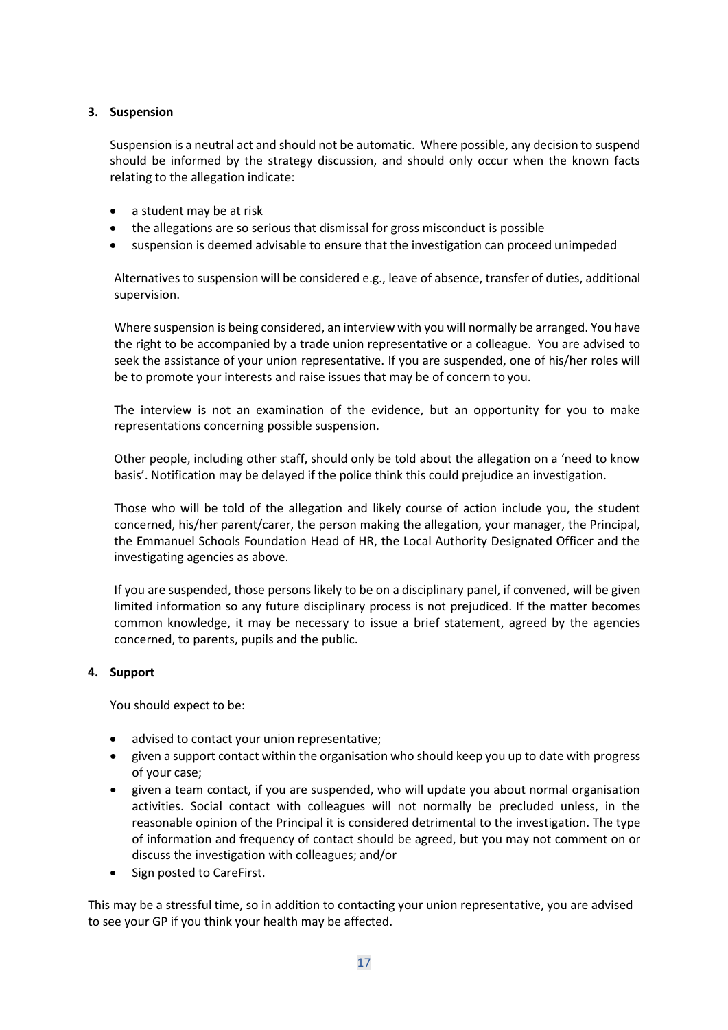### 3. Suspension

Suspension is a neutral act and should not be automatic. Where possible, any decision to suspend should be informed by the strategy discussion, and should only occur when the known facts relating to the allegation indicate:

- a student may be at risk
- the allegations are so serious that dismissal for gross misconduct is possible
- suspension is deemed advisable to ensure that the investigation can proceed unimpeded

Alternatives to suspension will be considered e.g., leave of absence, transfer of duties, additional supervision.

Where suspension is being considered, an interview with you will normally be arranged. You have the right to be accompanied by a trade union representative or a colleague. You are advised to seek the assistance of your union representative. If you are suspended, one of his/her roles will be to promote your interests and raise issues that may be of concern to you.

The interview is not an examination of the evidence, but an opportunity for you to make representations concerning possible suspension.

Other people, including other staff, should only be told about the allegation on a 'need to know basis'. Notification may be delayed if the police think this could prejudice an investigation.

Those who will be told of the allegation and likely course of action include you, the student concerned, his/her parent/carer, the person making the allegation, your manager, the Principal, the Emmanuel Schools Foundation Head of HR, the Local Authority Designated Officer and the investigating agencies as above.

If you are suspended, those persons likely to be on a disciplinary panel, if convened, will be given limited information so any future disciplinary process is not prejudiced. If the matter becomes common knowledge, it may be necessary to issue a brief statement, agreed by the agencies concerned, to parents, pupils and the public.

### 4. Support

You should expect to be:

- advised to contact your union representative;
- given a support contact within the organisation who should keep you up to date with progress of your case;
- given a team contact, if you are suspended, who will update you about normal organisation activities. Social contact with colleagues will not normally be precluded unless, in the reasonable opinion of the Principal it is considered detrimental to the investigation. The type of information and frequency of contact should be agreed, but you may not comment on or discuss the investigation with colleagues; and/or
- Sign posted to CareFirst.

This may be a stressful time, so in addition to contacting your union representative, you are advised to see your GP if you think your health may be affected.